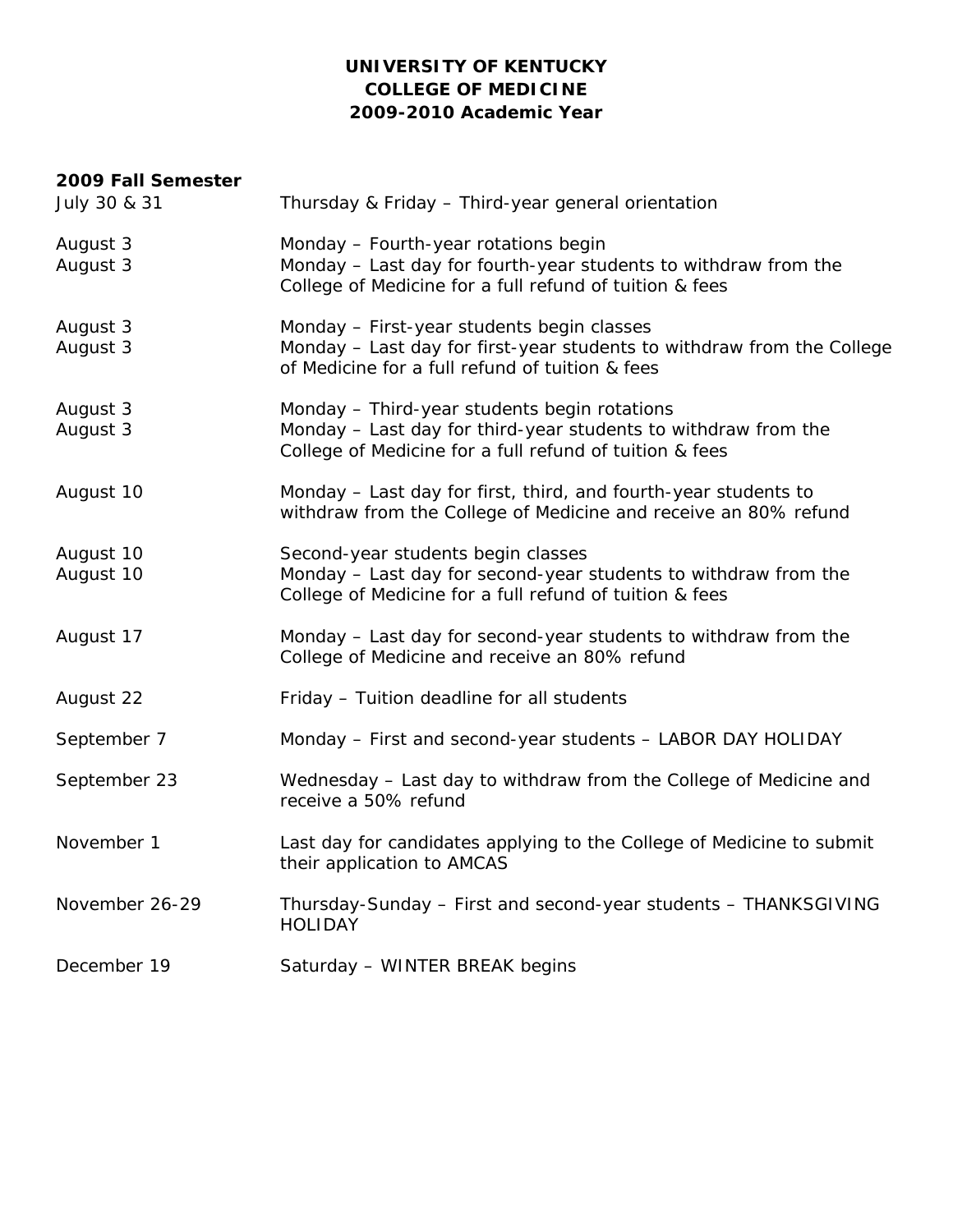# UNIVERSITY OF KENTUCKY
# COLLEGE OF MEDICINE
# 2009-2010 Academic Year

## 2009 Fall Semester

| | |
|---|---|
| July 30 & 31 | Thursday & Friday – Third-year general orientation |
| August 3 | Monday – Fourth-year rotations begin |
| August 3 | Monday – Last day for fourth-year students to withdraw from the College of Medicine for a full refund of tuition & fees |
| August 3 | Monday – First-year students begin classes |
| August 3 | Monday – Last day for first-year students to withdraw from the College of Medicine for a full refund of tuition & fees |
| August 3 | Monday – Third-year students begin rotations |
| August 3 | Monday – Last day for third-year students to withdraw from the College of Medicine for a full refund of tuition & fees |
| August 10 | Monday – Last day for first, third, and fourth-year students to withdraw from the College of Medicine and receive an 80% refund |
| August 10 | Second-year students begin classes |
| August 10 | Monday – Last day for second-year students to withdraw from the College of Medicine for a full refund of tuition & fees |
| August 17 | Monday – Last day for second-year students to withdraw from the College of Medicine and receive an 80% refund |
| August 22 | Friday – Tuition deadline for all students |
| September 7 | Monday – First and second-year students – LABOR DAY HOLIDAY |
| September 23 | Wednesday – Last day to withdraw from the College of Medicine and receive a 50% refund |
| November 1 | Last day for candidates applying to the College of Medicine to submit their application to AMCAS |
| November 26-29 | Thursday-Sunday – First and second-year students – THANKSGIVING HOLIDAY |
| December 19 | Saturday – WINTER BREAK begins |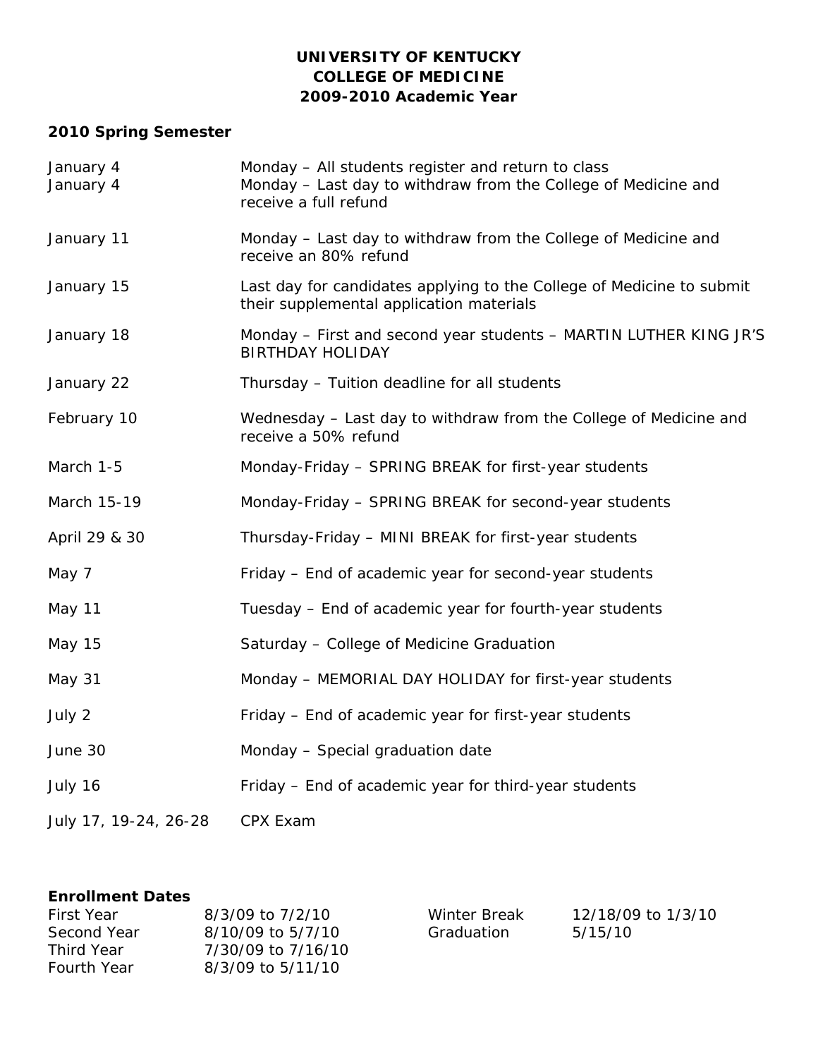**UNIVERSITY OF KENTUCKY**
**COLLEGE OF MEDICINE**
**2009-2010 Academic Year**

**2010 Spring Semester**

| | |
|---|---|
| January 4 | Monday – All students register and return to class |
| January 4 | Monday – Last day to withdraw from the College of Medicine and receive a full refund |
| January 11 | Monday – Last day to withdraw from the College of Medicine and receive an 80% refund |
| January 15 | Last day for candidates applying to the College of Medicine to submit their supplemental application materials |
| January 18 | Monday – First and second year students – MARTIN LUTHER KING JR'S BIRTHDAY HOLIDAY |
| January 22 | Thursday – Tuition deadline for all students |
| February 10 | Wednesday – Last day to withdraw from the College of Medicine and receive a 50% refund |
| March 1-5 | Monday-Friday – SPRING BREAK for first-year students |
| March 15-19 | Monday-Friday – SPRING BREAK for second-year students |
| April 29 & 30 | Thursday-Friday – MINI BREAK for first-year students |
| May 7 | Friday – End of academic year for second-year students |
| May 11 | Tuesday – End of academic year for fourth-year students |
| May 15 | Saturday – College of Medicine Graduation |
| May 31 | Monday – MEMORIAL DAY HOLIDAY for first-year students |
| July 2 | Friday – End of academic year for first-year students |
| June 30 | Monday – Special graduation date |
| July 16 | Friday – End of academic year for third-year students |
| July 17, 19-24, 26-28 | CPX Exam |

**Enrollment Dates**

| | | | |
|---|---|---|---|
| First Year | 8/3/09 to 7/2/10 | Winter Break | 12/18/09 to 1/3/10 |
| Second Year | 8/10/09 to 5/7/10 | Graduation | 5/15/10 |
| Third Year | 7/30/09 to 7/16/10 | | |
| Fourth Year | 8/3/09 to 5/11/10 | | |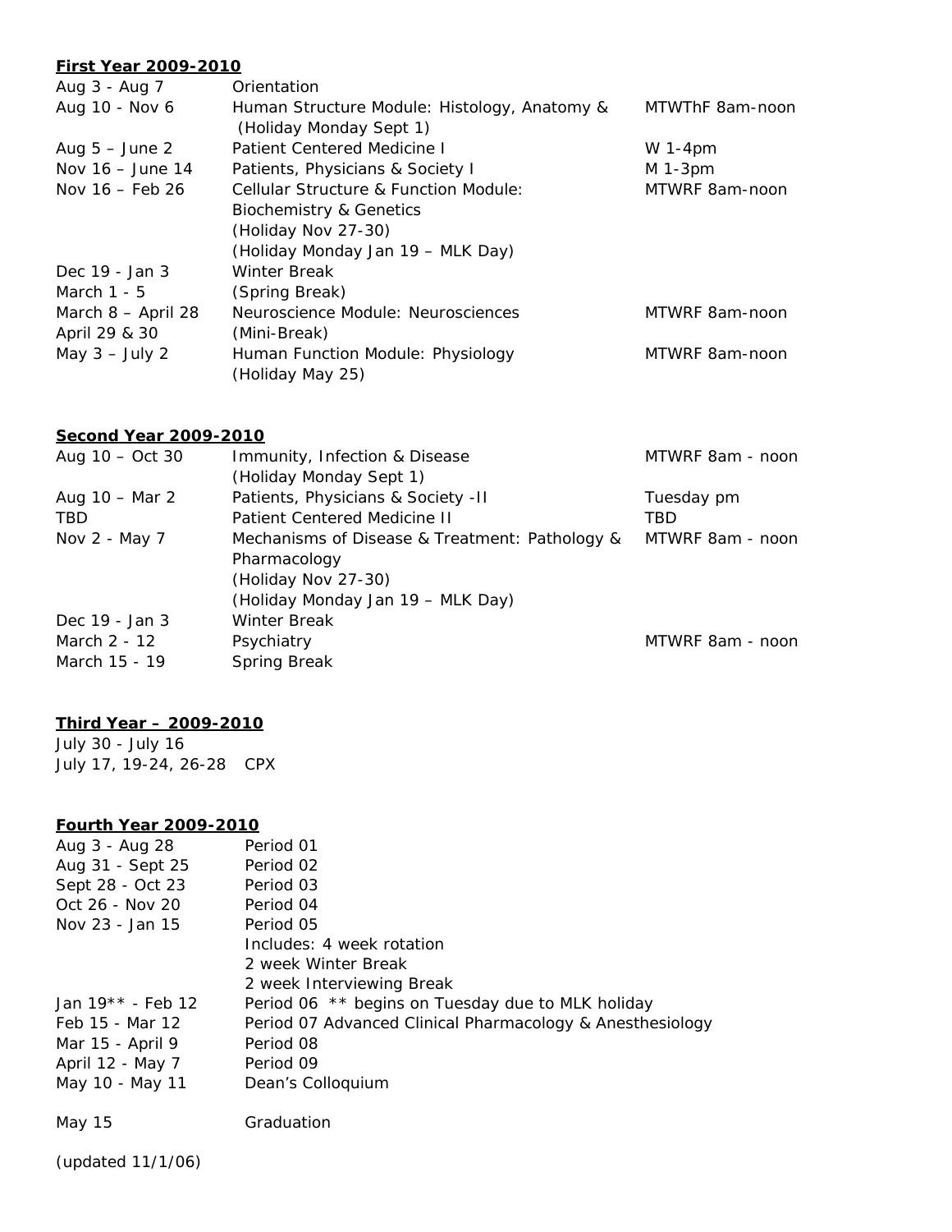**First Year 2009-2010**

| | | |
|---|---|---|
| Aug 3 - Aug 7 | Orientation | |
| Aug 10 - Nov 6 | Human Structure Module: Histology, Anatomy & (Holiday Monday Sept 1) | MTWThF 8am-noon |
| Aug 5 – June 2 | Patient Centered Medicine I | W 1-4pm |
| Nov 16 – June 14 | Patients, Physicians & Society I | M 1-3pm |
| Nov 16 – Feb 26 | Cellular Structure & Function Module: Biochemistry & Genetics (Holiday Nov 27-30) (Holiday Monday Jan 19 – MLK Day) | MTWRF 8am-noon |
| Dec 19 - Jan 3 | Winter Break | |
| March 1 - 5 | (Spring Break) | |
| March 8 – April 28 | Neuroscience Module: Neurosciences | MTWRF 8am-noon |
| April 29 & 30 | (Mini-Break) | |
| May 3 – July 2 | Human Function Module: Physiology (Holiday May 25) | MTWRF 8am-noon |

**Second Year 2009-2010**

| | | |
|---|---|---|
| Aug 10 – Oct 30 | Immunity, Infection & Disease (Holiday Monday Sept 1) | MTWRF 8am - noon |
| Aug 10 – Mar 2 | Patients, Physicians & Society -II | Tuesday pm |
| TBD | Patient Centered Medicine II | TBD |
| Nov 2 - May 7 | Mechanisms of Disease & Treatment: Pathology & Pharmacology (Holiday Nov 27-30) (Holiday Monday Jan 19 – MLK Day) | MTWRF 8am - noon |
| Dec 19 - Jan 3 | Winter Break | |
| March 2 - 12 | Psychiatry | MTWRF 8am - noon |
| March 15 - 19 | Spring Break | |

**Third Year – 2009-2010**

July 30 - July 16
July 17, 19-24, 26-28 CPX

**Fourth Year 2009-2010**

| | |
|---|---|
| Aug 3 - Aug 28 | Period 01 |
| Aug 31 - Sept 25 | Period 02 |
| Sept 28 - Oct 23 | Period 03 |
| Oct 26 - Nov 20 | Period 04 |
| Nov 23 - Jan 15 | Period 05 Includes: 4 week rotation 2 week Winter Break 2 week Interviewing Break |
| Jan 19** - Feb 12 | Period 06 ** begins on Tuesday due to MLK holiday |
| Feb 15 - Mar 12 | Period 07 Advanced Clinical Pharmacology & Anesthesiology |
| Mar 15 - April 9 | Period 08 |
| April 12 - May 7 | Period 09 |
| May 10 - May 11 | Dean's Colloquium |
| May 15 | Graduation |

(updated 11/1/06)